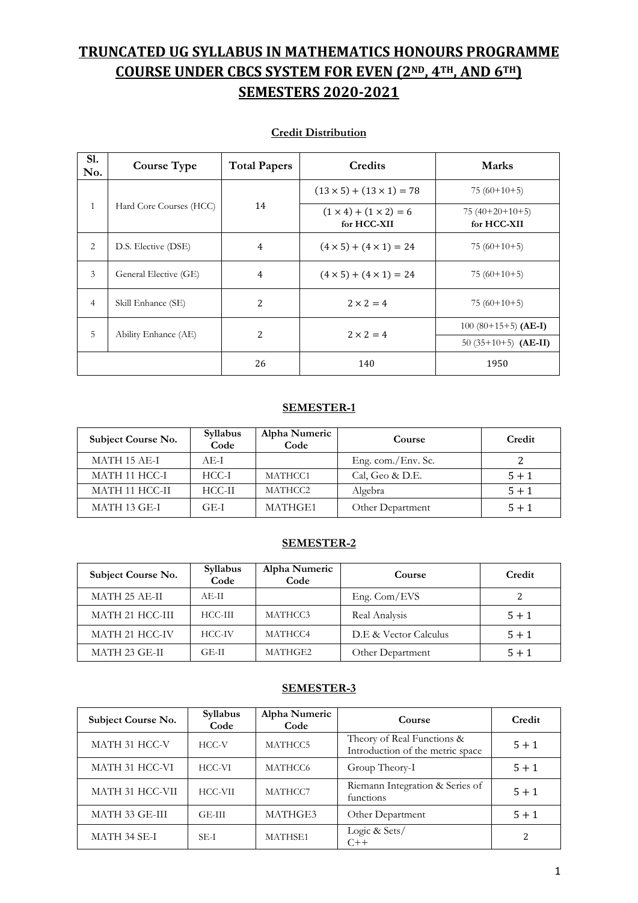# TRUNCATED UG SYLLABUS IN MATHEMATICS HONOURS PROGRAMME COURSE UNDER CBCS SYSTEM FOR EVEN (2ND, 4TH, AND 6TH) SEMESTERS 2020-2021

### Credit Distribution

| Sl. No. | Course Type | Total Papers | Credits | Marks |
|---|---|---|---|---|
| 1 | Hard Core Courses (HCC) | 14 | $(13 \times 5) + (13 \times 1) = 78$ | 75 (60+10+5) |
| | | | $(1 \times 4) + (1 \times 2) = 6$ **for HCC-XII** | 75 (40+20+10+5) **for HCC-XII** |
| 2 | D.S. Elective (DSE) | 4 | $(4 \times 5) + (4 \times 1) = 24$ | 75 (60+10+5) |
| 3 | General Elective (GE) | 4 | $(4 \times 5) + (4 \times 1) = 24$ | 75 (60+10+5) |
| 4 | Skill Enhance (SE) | 2 | $2 \times 2 = 4$ | 75 (60+10+5) |
| 5 | Ability Enhance (AE) | 2 | $2 \times 2 = 4$ | 100 (80+15+5) **(AE-I)** |
| | | | | 50 (35+10+5) **(AE-II)** |
| | | 26 | 140 | 1950 |

### SEMESTER-1

| Subject Course No. | Syllabus Code | Alpha Numeric Code | Course | Credit |
|---|---|---|---|---|
| MATH 15 AE-I | AE-I | | Eng. com./Env. Sc. | 2 |
| MATH 11 HCC-I | HCC-I | MATHCC1 | Cal, Geo & D.E. | 5 + 1 |
| MATH 11 HCC-II | HCC-II | MATHCC2 | Algebra | 5 + 1 |
| MATH 13 GE-I | GE-I | MATHGE1 | Other Department | 5 + 1 |

### SEMESTER-2

| Subject Course No. | Syllabus Code | Alpha Numeric Code | Course | Credit |
|---|---|---|---|---|
| MATH 25 AE-II | AE-II | | Eng. Com/EVS | 2 |
| MATH 21 HCC-III | HCC-III | MATHCC3 | Real Analysis | 5 + 1 |
| MATH 21 HCC-IV | HCC-IV | MATHCC4 | D.E & Vector Calculus | 5 + 1 |
| MATH 23 GE-II | GE-II | MATHGE2 | Other Department | 5 + 1 |

### SEMESTER-3

| Subject Course No. | Syllabus Code | Alpha Numeric Code | Course | Credit |
|---|---|---|---|---|
| MATH 31 HCC-V | HCC-V | MATHCC5 | Theory of Real Functions & Introduction of the metric space | 5 + 1 |
| MATH 31 HCC-VI | HCC-VI | MATHCC6 | Group Theory-I | 5 + 1 |
| MATH 31 HCC-VII | HCC-VII | MATHCC7 | Riemann Integration & Series of functions | 5 + 1 |
| MATH 33 GE-III | GE-III | MATHGE3 | Other Department | 5 + 1 |
| MATH 34 SE-I | SE-I | MATHSE1 | Logic & Sets/ C++ | 2 |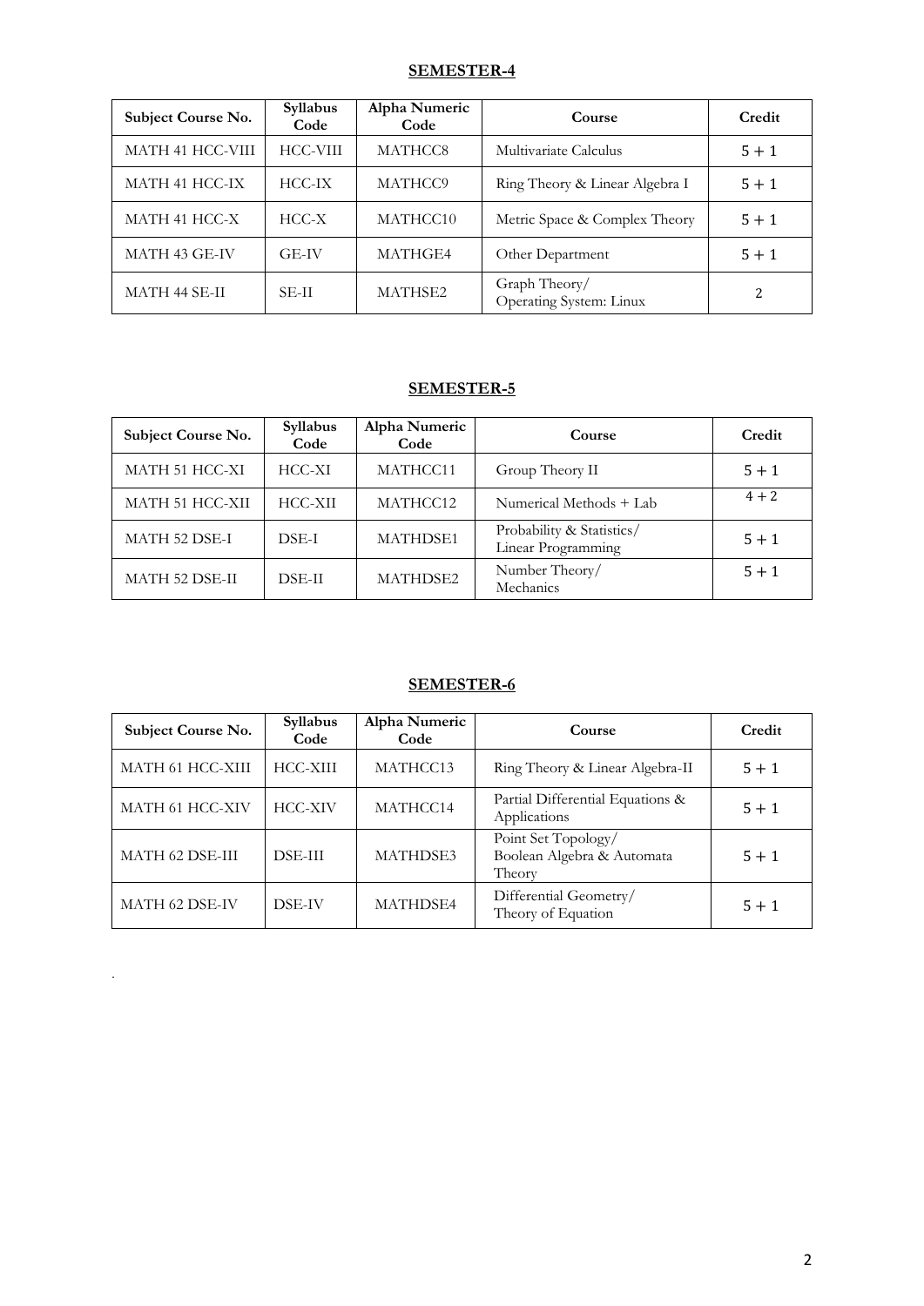## SEMESTER-4

| Subject Course No. | Syllabus Code | Alpha Numeric Code | Course | Credit |
|---|---|---|---|---|
| MATH 41 HCC-VIII | HCC-VIII | MATHCC8 | Multivariate Calculus | $5+1$ |
| MATH 41 HCC-IX | HCC-IX | MATHCC9 | Ring Theory & Linear Algebra I | $5+1$ |
| MATH 41 HCC-X | HCC-X | MATHCC10 | Metric Space & Complex Theory | $5+1$ |
| MATH 43 GE-IV | GE-IV | MATHGE4 | Other Department | $5+1$ |
| MATH 44 SE-II | SE-II | MATHSE2 | Graph Theory/ Operating System: Linux | 2 |

## SEMESTER-5

| Subject Course No. | Syllabus Code | Alpha Numeric Code | Course | Credit |
|---|---|---|---|---|
| MATH 51 HCC-XI | HCC-XI | MATHCC11 | Group Theory II | $5+1$ |
| MATH 51 HCC-XII | HCC-XII | MATHCC12 | Numerical Methods + Lab | $4+2$ |
| MATH 52 DSE-I | DSE-I | MATHDSE1 | Probability & Statistics/ Linear Programming | $5+1$ |
| MATH 52 DSE-II | DSE-II | MATHDSE2 | Number Theory/ Mechanics | $5+1$ |

## SEMESTER-6

| Subject Course No. | Syllabus Code | Alpha Numeric Code | Course | Credit |
|---|---|---|---|---|
| MATH 61 HCC-XIII | HCC-XIII | MATHCC13 | Ring Theory & Linear Algebra-II | $5+1$ |
| MATH 61 HCC-XIV | HCC-XIV | MATHCC14 | Partial Differential Equations & Applications | $5+1$ |
| MATH 62 DSE-III | DSE-III | MATHDSE3 | Point Set Topology/ Boolean Algebra & Automata Theory | $5+1$ |
| MATH 62 DSE-IV | DSE-IV | MATHDSE4 | Differential Geometry/ Theory of Equation | $5+1$ |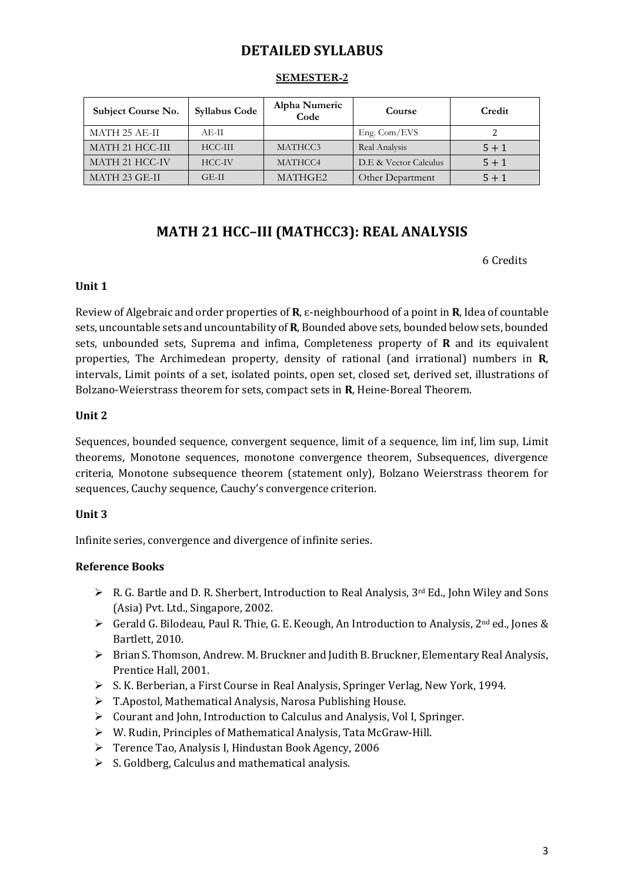# DETAILED SYLLABUS

## SEMESTER-2

| Subject Course No. | Syllabus Code | Alpha Numeric Code | Course | Credit |
|---|---|---|---|---|
| MATH 25 AE-II | AE-II | | Eng. Com/EVS | 2 |
| MATH 21 HCC-III | HCC-III | MATHCC3 | Real Analysis | 5 + 1 |
| MATH 21 HCC-IV | HCC-IV | MATHCC4 | D.E & Vector Calculus | 5 + 1 |
| MATH 23 GE-II | GE-II | MATHGE2 | Other Department | 5 + 1 |

# MATH 21 HCC–III (MATHCC3): REAL ANALYSIS

6 Credits

### Unit 1

Review of Algebraic and order properties of **R**, ε-neighbourhood of a point in **R**, Idea of countable sets, uncountable sets and uncountability of **R**, Bounded above sets, bounded below sets, bounded sets, unbounded sets, Suprema and infima, Completeness property of **R** and its equivalent properties, The Archimedean property, density of rational (and irrational) numbers in **R**, intervals, Limit points of a set, isolated points, open set, closed set, derived set, illustrations of Bolzano-Weierstrass theorem for sets, compact sets in **R**, Heine-Boreal Theorem.

### Unit 2

Sequences, bounded sequence, convergent sequence, limit of a sequence, lim inf, lim sup, Limit theorems, Monotone sequences, monotone convergence theorem, Subsequences, divergence criteria, Monotone subsequence theorem (statement only), Bolzano Weierstrass theorem for sequences, Cauchy sequence, Cauchy's convergence criterion.

### Unit 3

Infinite series, convergence and divergence of infinite series.

### Reference Books

- R. G. Bartle and D. R. Sherbert, Introduction to Real Analysis, 3rd Ed., John Wiley and Sons (Asia) Pvt. Ltd., Singapore, 2002.
- Gerald G. Bilodeau, Paul R. Thie, G. E. Keough, An Introduction to Analysis, 2nd ed., Jones & Bartlett, 2010.
- Brian S. Thomson, Andrew. M. Bruckner and Judith B. Bruckner, Elementary Real Analysis, Prentice Hall, 2001.
- S. K. Berberian, a First Course in Real Analysis, Springer Verlag, New York, 1994.
- T.Apostol, Mathematical Analysis, Narosa Publishing House.
- Courant and John, Introduction to Calculus and Analysis, Vol I, Springer.
- W. Rudin, Principles of Mathematical Analysis, Tata McGraw-Hill.
- Terence Tao, Analysis I, Hindustan Book Agency, 2006
- S. Goldberg, Calculus and mathematical analysis.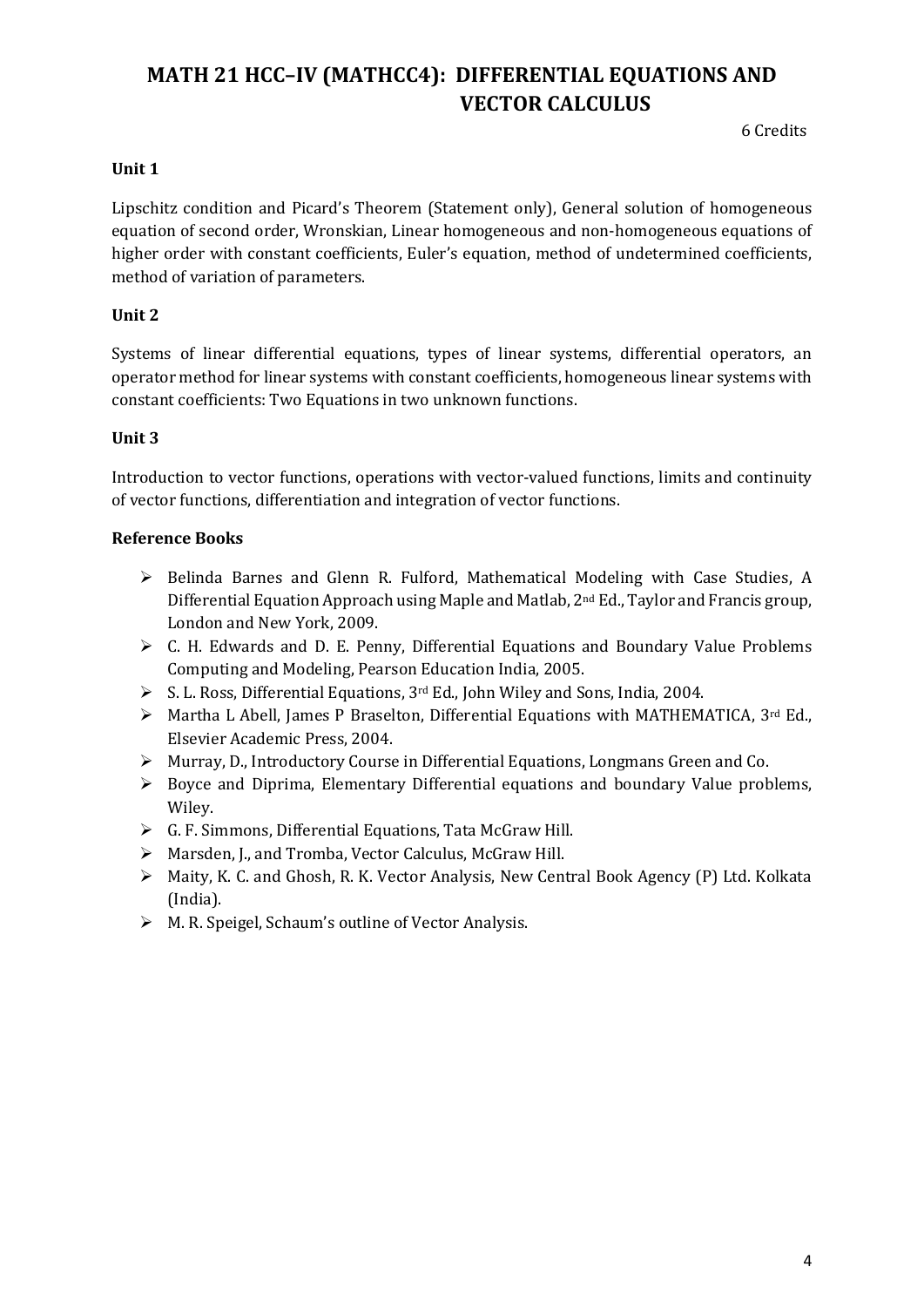# MATH 21 HCC–IV (MATHCC4): DIFFERENTIAL EQUATIONS AND VECTOR CALCULUS

6 Credits

**Unit 1**

Lipschitz condition and Picard's Theorem (Statement only), General solution of homogeneous equation of second order, Wronskian, Linear homogeneous and non-homogeneous equations of higher order with constant coefficients, Euler's equation, method of undetermined coefficients, method of variation of parameters.

**Unit 2**

Systems of linear differential equations, types of linear systems, differential operators, an operator method for linear systems with constant coefficients, homogeneous linear systems with constant coefficients: Two Equations in two unknown functions.

**Unit 3**

Introduction to vector functions, operations with vector-valued functions, limits and continuity of vector functions, differentiation and integration of vector functions.

**Reference Books**

- Belinda Barnes and Glenn R. Fulford, Mathematical Modeling with Case Studies, A Differential Equation Approach using Maple and Matlab, 2nd Ed., Taylor and Francis group, London and New York, 2009.
- C. H. Edwards and D. E. Penny, Differential Equations and Boundary Value Problems Computing and Modeling, Pearson Education India, 2005.
- S. L. Ross, Differential Equations, 3rd Ed., John Wiley and Sons, India, 2004.
- Martha L Abell, James P Braselton, Differential Equations with MATHEMATICA, 3rd Ed., Elsevier Academic Press, 2004.
- Murray, D., Introductory Course in Differential Equations, Longmans Green and Co.
- Boyce and Diprima, Elementary Differential equations and boundary Value problems, Wiley.
- G. F. Simmons, Differential Equations, Tata McGraw Hill.
- Marsden, J., and Tromba, Vector Calculus, McGraw Hill.
- Maity, K. C. and Ghosh, R. K. Vector Analysis, New Central Book Agency (P) Ltd. Kolkata (India).
- M. R. Speigel, Schaum's outline of Vector Analysis.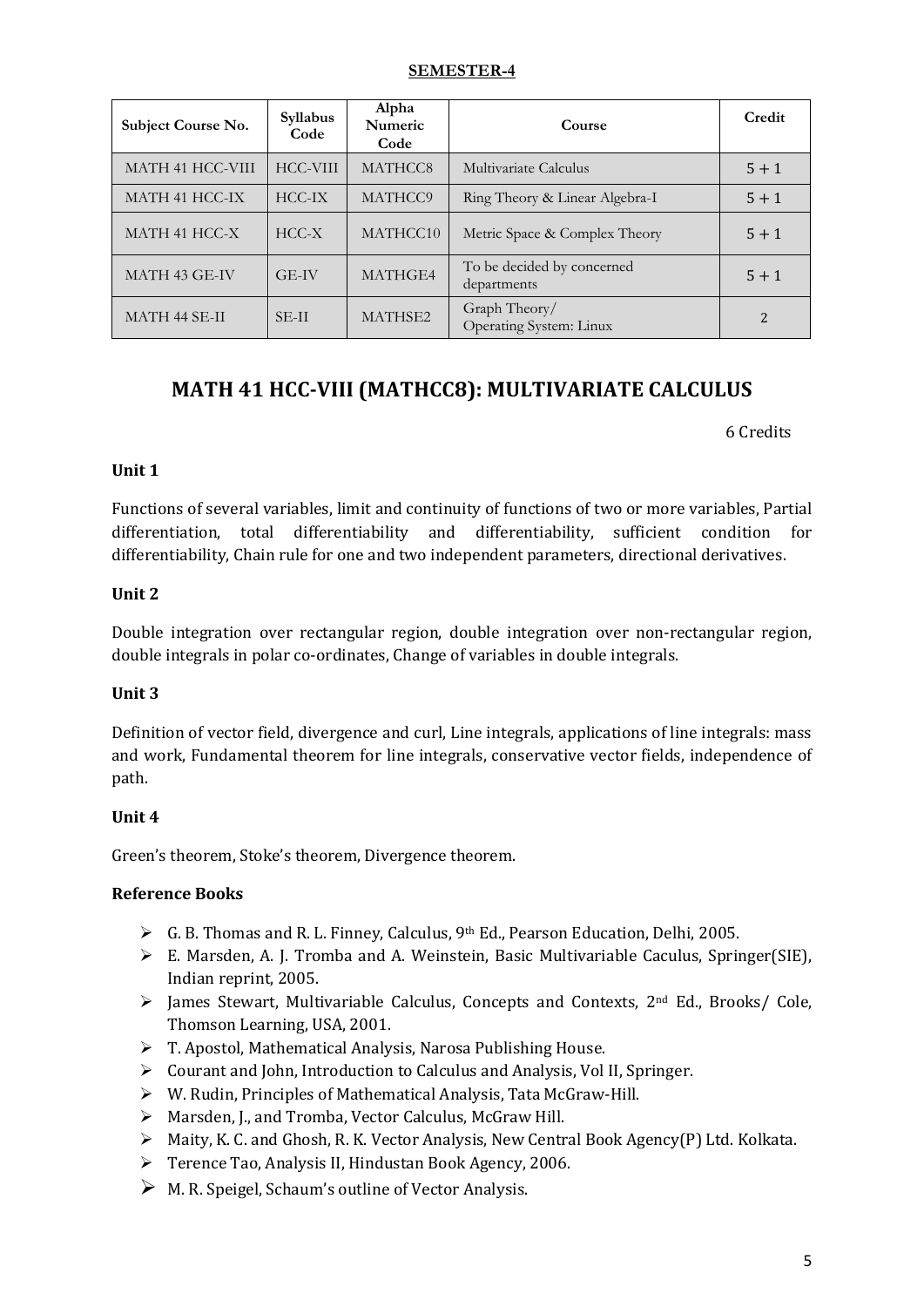**SEMESTER-4**

| Subject Course No. | Syllabus Code | Alpha Numeric Code | Course | Credit |
|---|---|---|---|---|
| MATH 41 HCC-VIII | HCC-VIII | MATHCC8 | Multivariate Calculus | 5 + 1 |
| MATH 41 HCC-IX | HCC-IX | MATHCC9 | Ring Theory & Linear Algebra-I | 5 + 1 |
| MATH 41 HCC-X | HCC-X | MATHCC10 | Metric Space & Complex Theory | 5 + 1 |
| MATH 43 GE-IV | GE-IV | MATHGE4 | To be decided by concerned departments | 5 + 1 |
| MATH 44 SE-II | SE-II | MATHSE2 | Graph Theory/ Operating System: Linux | 2 |

## MATH 41 HCC-VIII (MATHCC8): MULTIVARIATE CALCULUS

6 Credits

### Unit 1

Functions of several variables, limit and continuity of functions of two or more variables, Partial differentiation, total differentiability and differentiability, sufficient condition for differentiability, Chain rule for one and two independent parameters, directional derivatives.

### Unit 2

Double integration over rectangular region, double integration over non-rectangular region, double integrals in polar co-ordinates, Change of variables in double integrals.

### Unit 3

Definition of vector field, divergence and curl, Line integrals, applications of line integrals: mass and work, Fundamental theorem for line integrals, conservative vector fields, independence of path.

### Unit 4

Green's theorem, Stoke's theorem, Divergence theorem.

### Reference Books

- G. B. Thomas and R. L. Finney, Calculus, 9th Ed., Pearson Education, Delhi, 2005.
- E. Marsden, A. J. Tromba and A. Weinstein, Basic Multivariable Caculus, Springer(SIE), Indian reprint, 2005.
- James Stewart, Multivariable Calculus, Concepts and Contexts, 2nd Ed., Brooks/ Cole, Thomson Learning, USA, 2001.
- T. Apostol, Mathematical Analysis, Narosa Publishing House.
- Courant and John, Introduction to Calculus and Analysis, Vol II, Springer.
- W. Rudin, Principles of Mathematical Analysis, Tata McGraw-Hill.
- Marsden, J., and Tromba, Vector Calculus, McGraw Hill.
- Maity, K. C. and Ghosh, R. K. Vector Analysis, New Central Book Agency(P) Ltd. Kolkata.
- Terence Tao, Analysis II, Hindustan Book Agency, 2006.
- M. R. Speigel, Schaum's outline of Vector Analysis.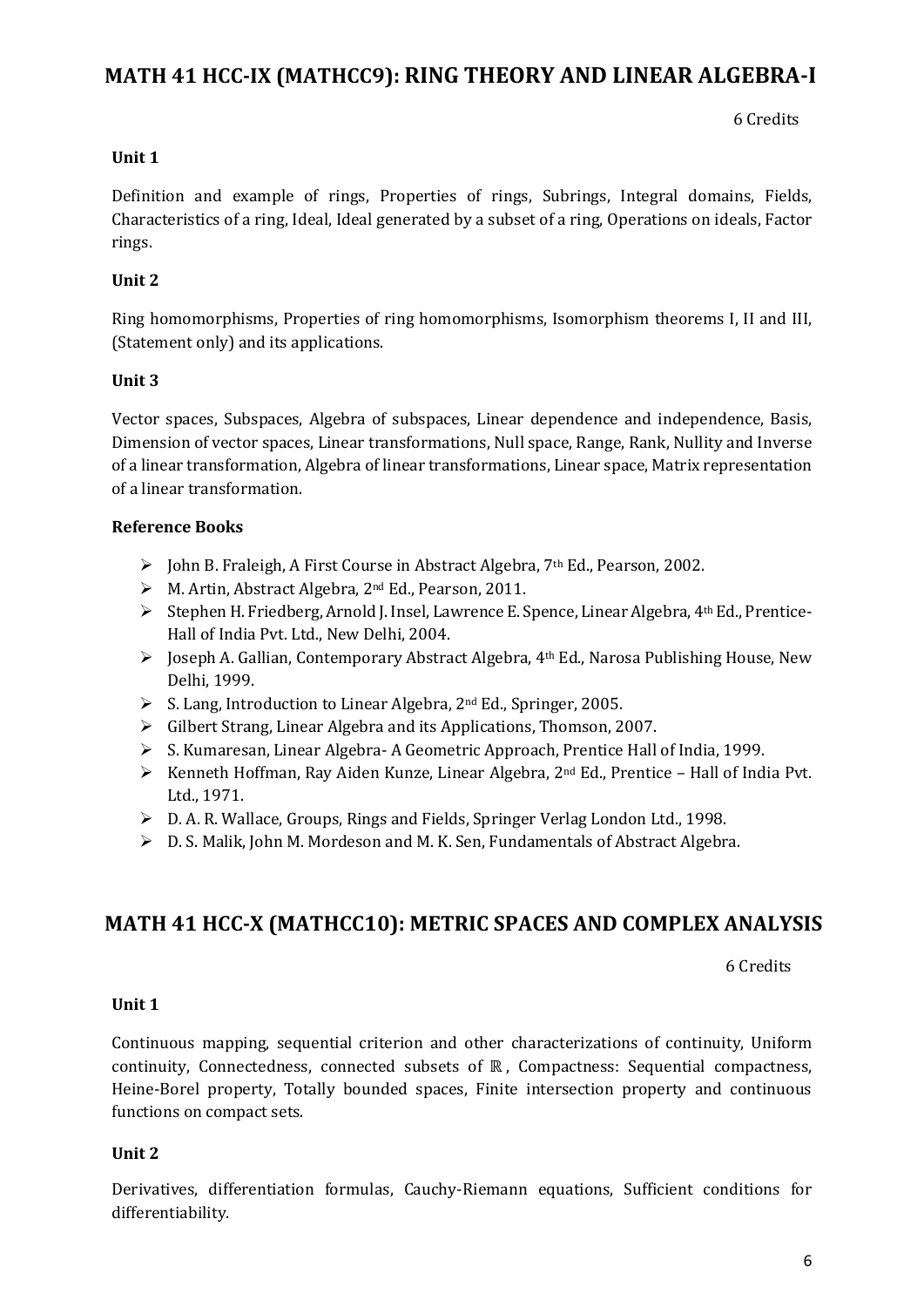## MATH 41 HCC-IX (MATHCC9): RING THEORY AND LINEAR ALGEBRA-I

6 Credits

**Unit 1**

Definition and example of rings, Properties of rings, Subrings, Integral domains, Fields, Characteristics of a ring, Ideal, Ideal generated by a subset of a ring, Operations on ideals, Factor rings.

**Unit 2**

Ring homomorphisms, Properties of ring homomorphisms, Isomorphism theorems I, II and III, (Statement only) and its applications.

**Unit 3**

Vector spaces, Subspaces, Algebra of subspaces, Linear dependence and independence, Basis, Dimension of vector spaces, Linear transformations, Null space, Range, Rank, Nullity and Inverse of a linear transformation, Algebra of linear transformations, Linear space, Matrix representation of a linear transformation.

**Reference Books**

- John B. Fraleigh, A First Course in Abstract Algebra, 7th Ed., Pearson, 2002.
- M. Artin, Abstract Algebra, 2nd Ed., Pearson, 2011.
- Stephen H. Friedberg, Arnold J. Insel, Lawrence E. Spence, Linear Algebra, 4th Ed., Prentice-Hall of India Pvt. Ltd., New Delhi, 2004.
- Joseph A. Gallian, Contemporary Abstract Algebra, 4th Ed., Narosa Publishing House, New Delhi, 1999.
- S. Lang, Introduction to Linear Algebra, 2nd Ed., Springer, 2005.
- Gilbert Strang, Linear Algebra and its Applications, Thomson, 2007.
- S. Kumaresan, Linear Algebra- A Geometric Approach, Prentice Hall of India, 1999.
- Kenneth Hoffman, Ray Aiden Kunze, Linear Algebra, 2nd Ed., Prentice – Hall of India Pvt. Ltd., 1971.
- D. A. R. Wallace, Groups, Rings and Fields, Springer Verlag London Ltd., 1998.
- D. S. Malik, John M. Mordeson and M. K. Sen, Fundamentals of Abstract Algebra.

## MATH 41 HCC-X (MATHCC10): METRIC SPACES AND COMPLEX ANALYSIS

6 Credits

**Unit 1**

Continuous mapping, sequential criterion and other characterizations of continuity, Uniform continuity, Connectedness, connected subsets of $\mathbb{R}$, Compactness: Sequential compactness, Heine-Borel property, Totally bounded spaces, Finite intersection property and continuous functions on compact sets.

**Unit 2**

Derivatives, differentiation formulas, Cauchy-Riemann equations, Sufficient conditions for differentiability.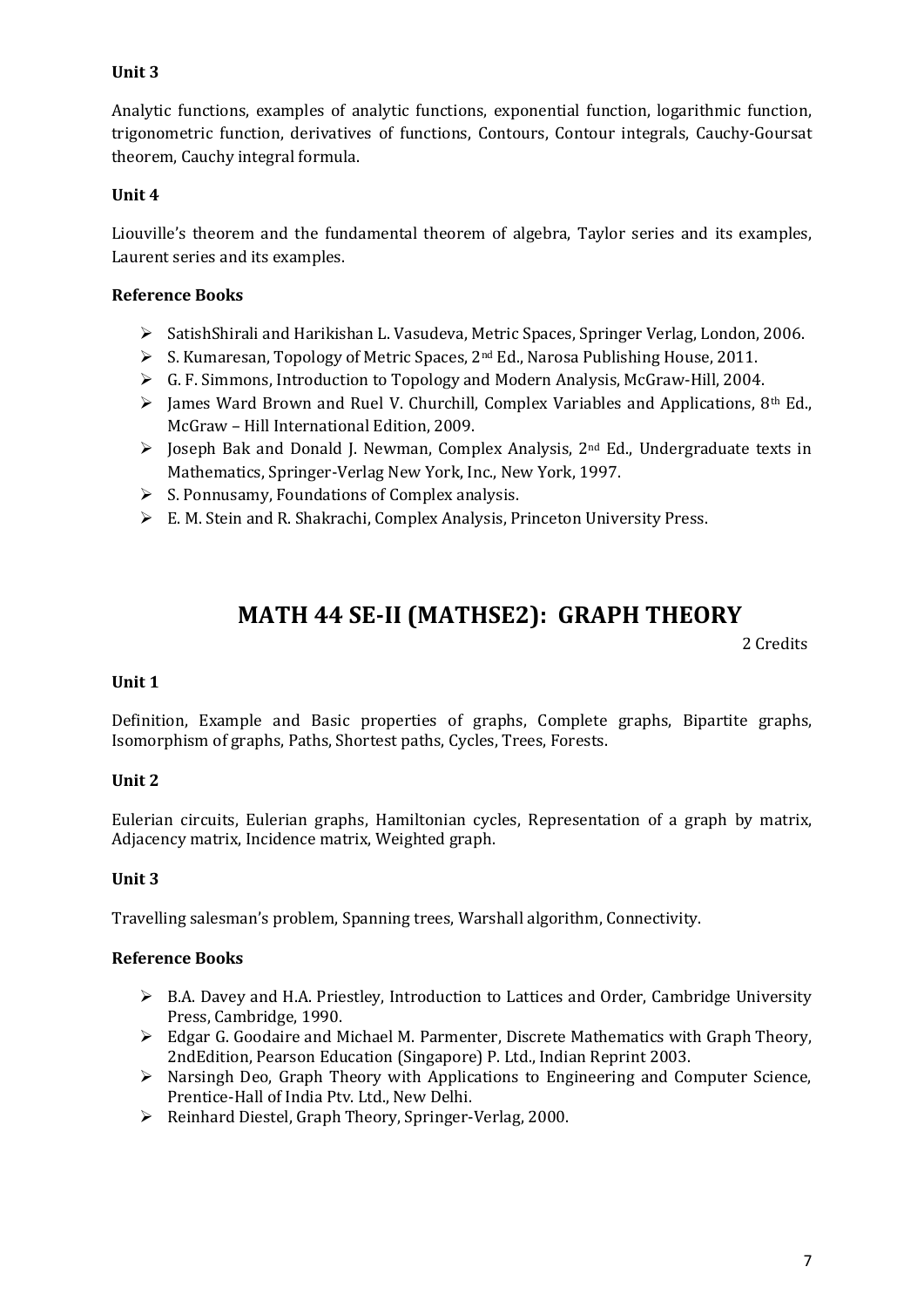**Unit 3**

Analytic functions, examples of analytic functions, exponential function, logarithmic function, trigonometric function, derivatives of functions, Contours, Contour integrals, Cauchy-Goursat theorem, Cauchy integral formula.

**Unit 4**

Liouville's theorem and the fundamental theorem of algebra, Taylor series and its examples, Laurent series and its examples.

**Reference Books**

- SatishShirali and Harikishan L. Vasudeva, Metric Spaces, Springer Verlag, London, 2006.
- S. Kumaresan, Topology of Metric Spaces, 2nd Ed., Narosa Publishing House, 2011.
- G. F. Simmons, Introduction to Topology and Modern Analysis, McGraw-Hill, 2004.
- James Ward Brown and Ruel V. Churchill, Complex Variables and Applications, 8th Ed., McGraw – Hill International Edition, 2009.
- Joseph Bak and Donald J. Newman, Complex Analysis, 2nd Ed., Undergraduate texts in Mathematics, Springer-Verlag New York, Inc., New York, 1997.
- S. Ponnusamy, Foundations of Complex analysis.
- E. M. Stein and R. Shakrachi, Complex Analysis, Princeton University Press.

# MATH 44 SE-II (MATHSE2): GRAPH THEORY

2 Credits

**Unit 1**

Definition, Example and Basic properties of graphs, Complete graphs, Bipartite graphs, Isomorphism of graphs, Paths, Shortest paths, Cycles, Trees, Forests.

**Unit 2**

Eulerian circuits, Eulerian graphs, Hamiltonian cycles, Representation of a graph by matrix, Adjacency matrix, Incidence matrix, Weighted graph.

**Unit 3**

Travelling salesman's problem, Spanning trees, Warshall algorithm, Connectivity.

**Reference Books**

- B.A. Davey and H.A. Priestley, Introduction to Lattices and Order, Cambridge University Press, Cambridge, 1990.
- Edgar G. Goodaire and Michael M. Parmenter, Discrete Mathematics with Graph Theory, 2ndEdition, Pearson Education (Singapore) P. Ltd., Indian Reprint 2003.
- Narsingh Deo, Graph Theory with Applications to Engineering and Computer Science, Prentice-Hall of India Ptv. Ltd., New Delhi.
- Reinhard Diestel, Graph Theory, Springer-Verlag, 2000.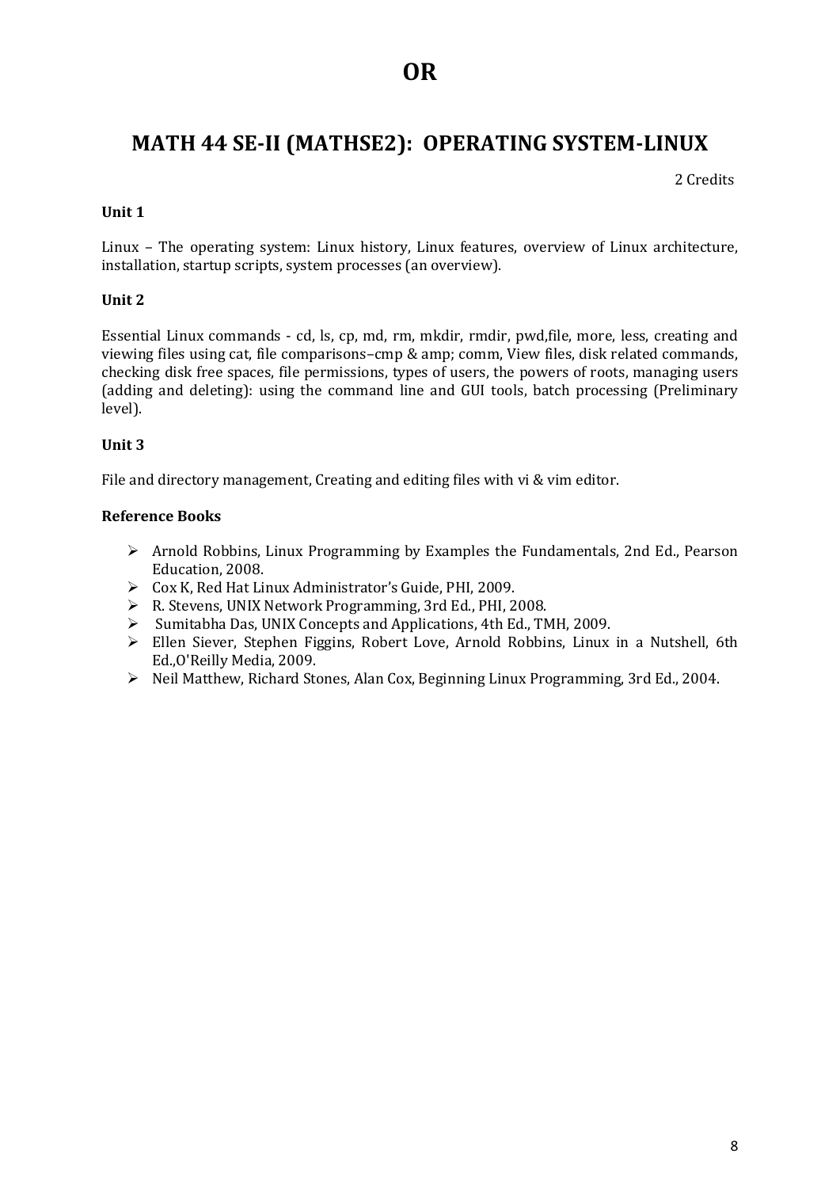# OR

## MATH 44 SE-II (MATHSE2): OPERATING SYSTEM-LINUX

2 Credits

**Unit 1**

Linux – The operating system: Linux history, Linux features, overview of Linux architecture, installation, startup scripts, system processes (an overview).

**Unit 2**

Essential Linux commands - cd, ls, cp, md, rm, mkdir, rmdir, pwd,file, more, less, creating and viewing files using cat, file comparisons–cmp & amp; comm, View files, disk related commands, checking disk free spaces, file permissions, types of users, the powers of roots, managing users (adding and deleting): using the command line and GUI tools, batch processing (Preliminary level).

**Unit 3**

File and directory management, Creating and editing files with vi & vim editor.

**Reference Books**

- Arnold Robbins, Linux Programming by Examples the Fundamentals, 2nd Ed., Pearson Education, 2008.
- Cox K, Red Hat Linux Administrator's Guide, PHI, 2009.
- R. Stevens, UNIX Network Programming, 3rd Ed., PHI, 2008.
- Sumitabha Das, UNIX Concepts and Applications, 4th Ed., TMH, 2009.
- Ellen Siever, Stephen Figgins, Robert Love, Arnold Robbins, Linux in a Nutshell, 6th Ed.,O'Reilly Media, 2009.
- Neil Matthew, Richard Stones, Alan Cox, Beginning Linux Programming, 3rd Ed., 2004.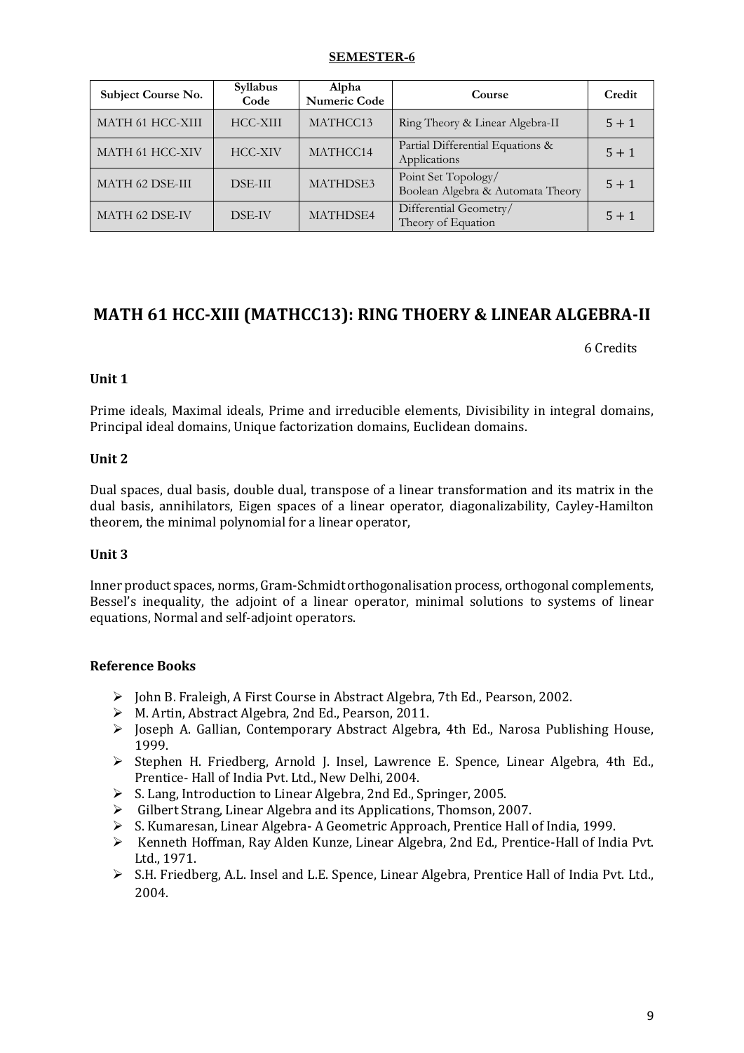**SEMESTER-6**

| Subject Course No. | Syllabus Code | Alpha Numeric Code | Course | Credit |
|---|---|---|---|---|
| MATH 61 HCC-XIII | HCC-XIII | MATHCC13 | Ring Theory & Linear Algebra-II | 5 + 1 |
| MATH 61 HCC-XIV | HCC-XIV | MATHCC14 | Partial Differential Equations & Applications | 5 + 1 |
| MATH 62 DSE-III | DSE-III | MATHDSE3 | Point Set Topology/ Boolean Algebra & Automata Theory | 5 + 1 |
| MATH 62 DSE-IV | DSE-IV | MATHDSE4 | Differential Geometry/ Theory of Equation | 5 + 1 |

## MATH 61 HCC-XIII (MATHCC13): RING THOERY & LINEAR ALGEBRA-II

6 Credits

**Unit 1**

Prime ideals, Maximal ideals, Prime and irreducible elements, Divisibility in integral domains, Principal ideal domains, Unique factorization domains, Euclidean domains.

**Unit 2**

Dual spaces, dual basis, double dual, transpose of a linear transformation and its matrix in the dual basis, annihilators, Eigen spaces of a linear operator, diagonalizability, Cayley-Hamilton theorem, the minimal polynomial for a linear operator,

**Unit 3**

Inner product spaces, norms, Gram-Schmidt orthogonalisation process, orthogonal complements, Bessel's inequality, the adjoint of a linear operator, minimal solutions to systems of linear equations, Normal and self-adjoint operators.

**Reference Books**

- John B. Fraleigh, A First Course in Abstract Algebra, 7th Ed., Pearson, 2002.
- M. Artin, Abstract Algebra, 2nd Ed., Pearson, 2011.
- Joseph A. Gallian, Contemporary Abstract Algebra, 4th Ed., Narosa Publishing House, 1999.
- Stephen H. Friedberg, Arnold J. Insel, Lawrence E. Spence, Linear Algebra, 4th Ed., Prentice- Hall of India Pvt. Ltd., New Delhi, 2004.
- S. Lang, Introduction to Linear Algebra, 2nd Ed., Springer, 2005.
- Gilbert Strang, Linear Algebra and its Applications, Thomson, 2007.
- S. Kumaresan, Linear Algebra- A Geometric Approach, Prentice Hall of India, 1999.
- Kenneth Hoffman, Ray Alden Kunze, Linear Algebra, 2nd Ed., Prentice-Hall of India Pvt. Ltd., 1971.
- S.H. Friedberg, A.L. Insel and L.E. Spence, Linear Algebra, Prentice Hall of India Pvt. Ltd., 2004.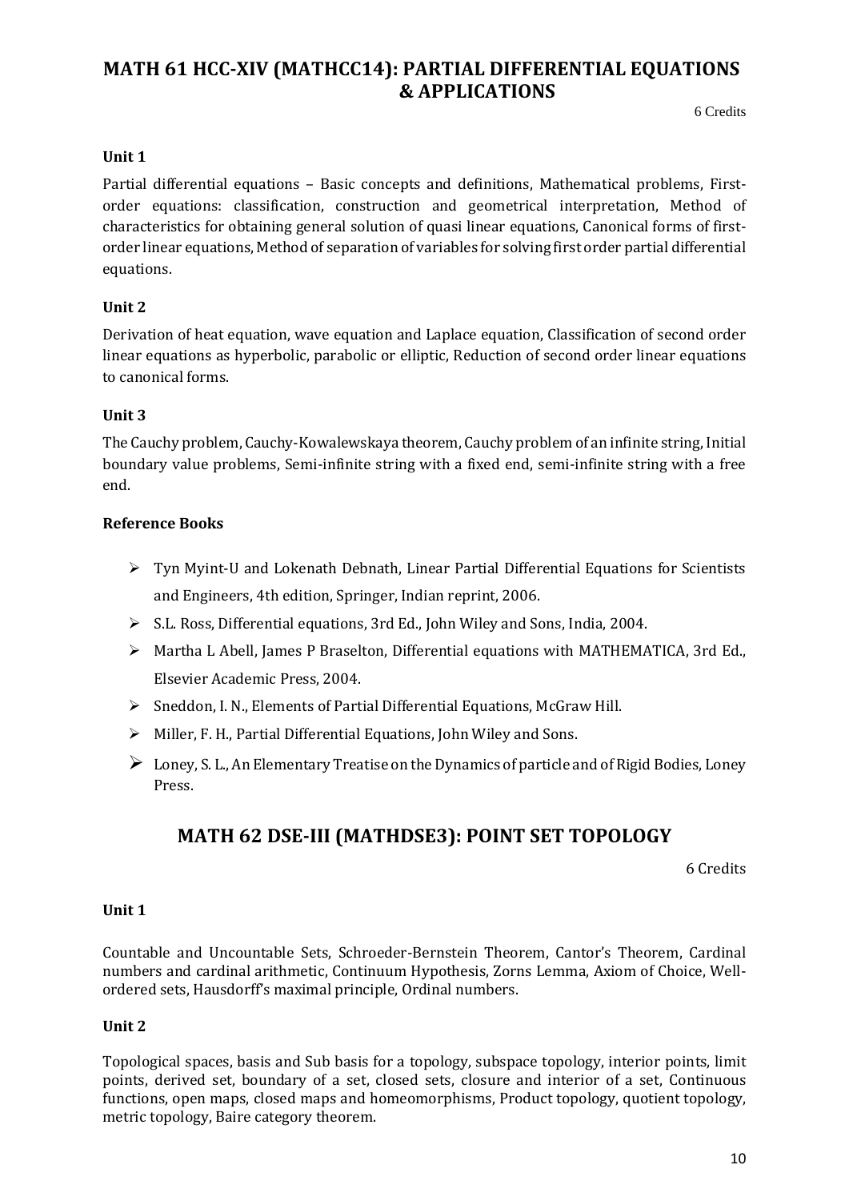## MATH 61 HCC-XIV (MATHCC14): PARTIAL DIFFERENTIAL EQUATIONS & APPLICATIONS

6 Credits

**Unit 1**

Partial differential equations – Basic concepts and definitions, Mathematical problems, First-order equations: classification, construction and geometrical interpretation, Method of characteristics for obtaining general solution of quasi linear equations, Canonical forms of first-order linear equations, Method of separation of variables for solving first order partial differential equations.

**Unit 2**

Derivation of heat equation, wave equation and Laplace equation, Classification of second order linear equations as hyperbolic, parabolic or elliptic, Reduction of second order linear equations to canonical forms.

**Unit 3**

The Cauchy problem, Cauchy-Kowalewskaya theorem, Cauchy problem of an infinite string, Initial boundary value problems, Semi-infinite string with a fixed end, semi-infinite string with a free end.

**Reference Books**

- Tyn Myint-U and Lokenath Debnath, Linear Partial Differential Equations for Scientists and Engineers, 4th edition, Springer, Indian reprint, 2006.
- S.L. Ross, Differential equations, 3rd Ed., John Wiley and Sons, India, 2004.
- Martha L Abell, James P Braselton, Differential equations with MATHEMATICA, 3rd Ed., Elsevier Academic Press, 2004.
- Sneddon, I. N., Elements of Partial Differential Equations, McGraw Hill.
- Miller, F. H., Partial Differential Equations, John Wiley and Sons.
- Loney, S. L., An Elementary Treatise on the Dynamics of particle and of Rigid Bodies, Loney Press.

## MATH 62 DSE-III (MATHDSE3): POINT SET TOPOLOGY

6 Credits

**Unit 1**

Countable and Uncountable Sets, Schroeder-Bernstein Theorem, Cantor's Theorem, Cardinal numbers and cardinal arithmetic, Continuum Hypothesis, Zorns Lemma, Axiom of Choice, Well-ordered sets, Hausdorff's maximal principle, Ordinal numbers.

**Unit 2**

Topological spaces, basis and Sub basis for a topology, subspace topology, interior points, limit points, derived set, boundary of a set, closed sets, closure and interior of a set, Continuous functions, open maps, closed maps and homeomorphisms, Product topology, quotient topology, metric topology, Baire category theorem.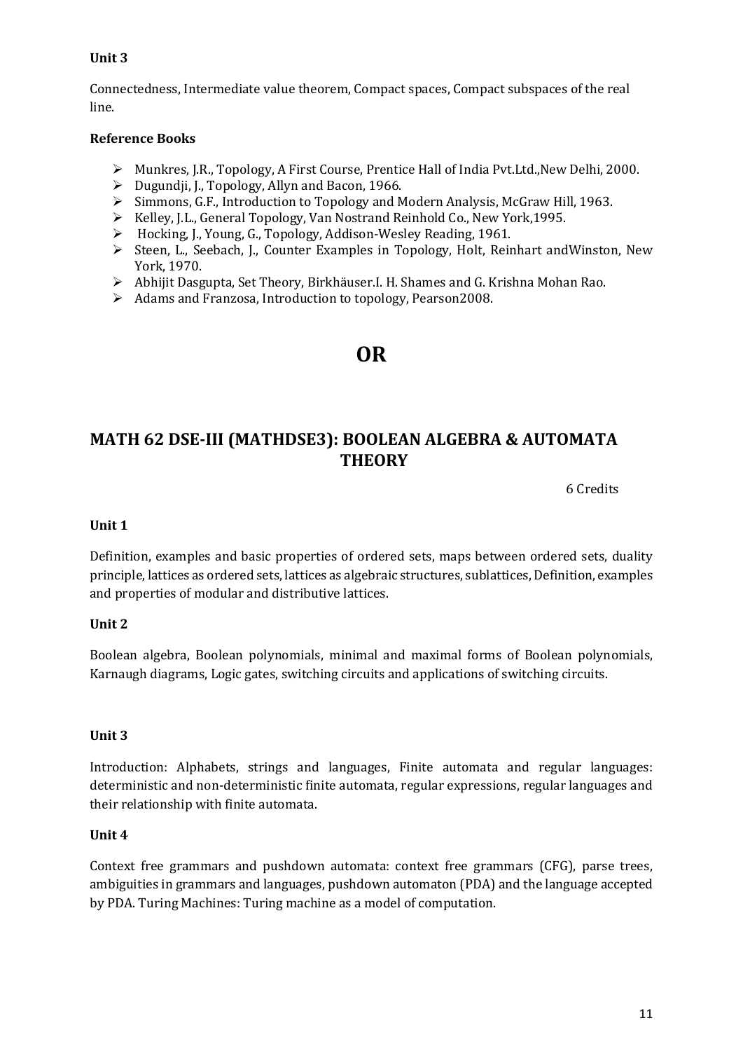**Unit 3**

Connectedness, Intermediate value theorem, Compact spaces, Compact subspaces of the real line.

**Reference Books**

- Munkres, J.R., Topology, A First Course, Prentice Hall of India Pvt.Ltd.,New Delhi, 2000.
- Dugundji, J., Topology, Allyn and Bacon, 1966.
- Simmons, G.F., Introduction to Topology and Modern Analysis, McGraw Hill, 1963.
- Kelley, J.L., General Topology, Van Nostrand Reinhold Co., New York,1995.
- Hocking, J., Young, G., Topology, Addison-Wesley Reading, 1961.
- Steen, L., Seebach, J., Counter Examples in Topology, Holt, Reinhart andWinston, New York, 1970.
- Abhijit Dasgupta, Set Theory, Birkhäuser.I. H. Shames and G. Krishna Mohan Rao.
- Adams and Franzosa, Introduction to topology, Pearson2008.

# OR

## MATH 62 DSE-III (MATHDSE3): BOOLEAN ALGEBRA & AUTOMATA THEORY

6 Credits

**Unit 1**

Definition, examples and basic properties of ordered sets, maps between ordered sets, duality principle, lattices as ordered sets, lattices as algebraic structures, sublattices, Definition, examples and properties of modular and distributive lattices.

**Unit 2**

Boolean algebra, Boolean polynomials, minimal and maximal forms of Boolean polynomials, Karnaugh diagrams, Logic gates, switching circuits and applications of switching circuits.

**Unit 3**

Introduction: Alphabets, strings and languages, Finite automata and regular languages: deterministic and non-deterministic finite automata, regular expressions, regular languages and their relationship with finite automata.

**Unit 4**

Context free grammars and pushdown automata: context free grammars (CFG), parse trees, ambiguities in grammars and languages, pushdown automaton (PDA) and the language accepted by PDA. Turing Machines: Turing machine as a model of computation.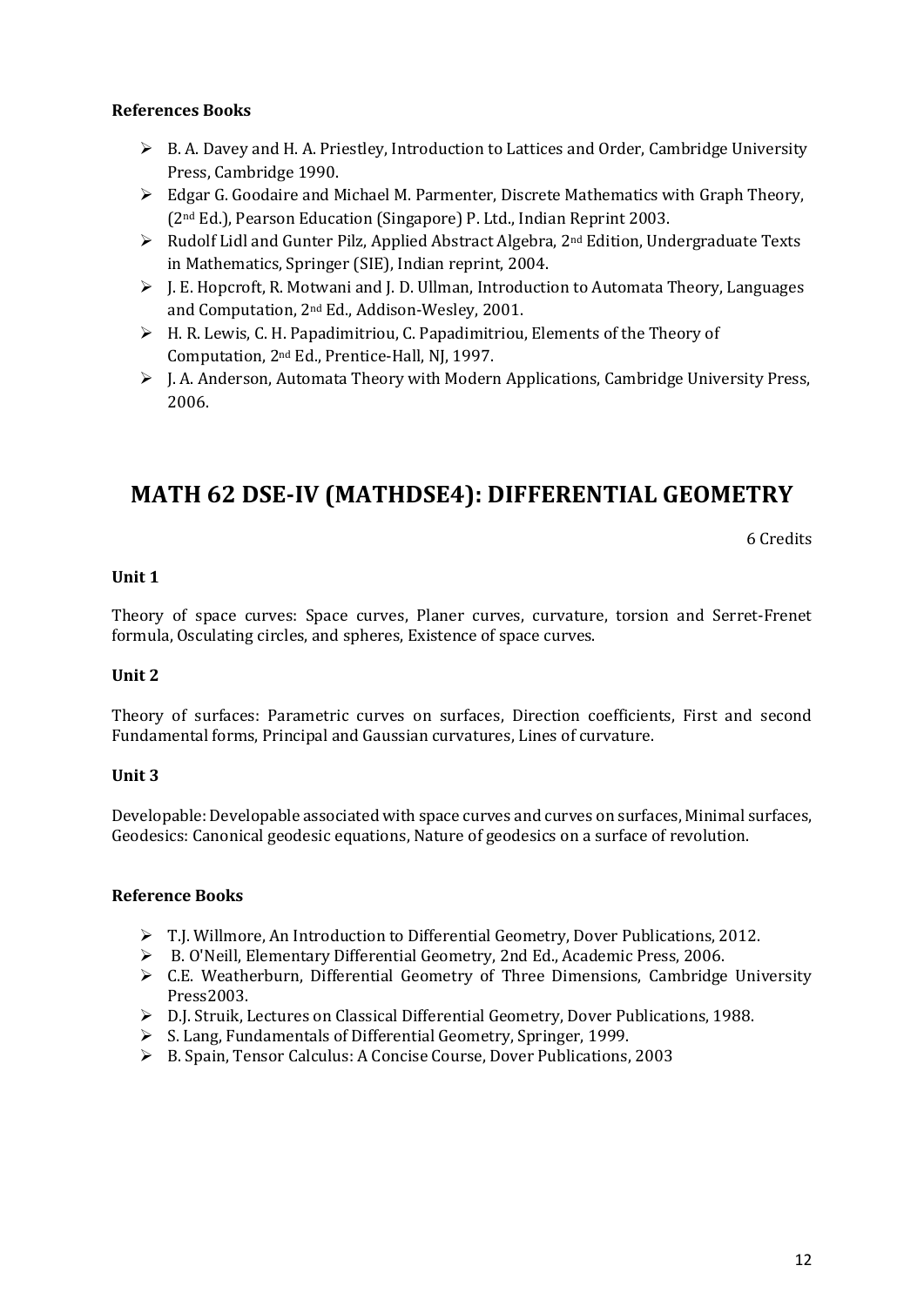**References Books**

- B. A. Davey and H. A. Priestley, Introduction to Lattices and Order, Cambridge University Press, Cambridge 1990.
- Edgar G. Goodaire and Michael M. Parmenter, Discrete Mathematics with Graph Theory, (2nd Ed.), Pearson Education (Singapore) P. Ltd., Indian Reprint 2003.
- Rudolf Lidl and Gunter Pilz, Applied Abstract Algebra, 2nd Edition, Undergraduate Texts in Mathematics, Springer (SIE), Indian reprint, 2004.
- J. E. Hopcroft, R. Motwani and J. D. Ullman, Introduction to Automata Theory, Languages and Computation, 2nd Ed., Addison-Wesley, 2001.
- H. R. Lewis, C. H. Papadimitriou, C. Papadimitriou, Elements of the Theory of Computation, 2nd Ed., Prentice-Hall, NJ, 1997.
- J. A. Anderson, Automata Theory with Modern Applications, Cambridge University Press, 2006.

# MATH 62 DSE-IV (MATHDSE4): DIFFERENTIAL GEOMETRY

6 Credits

**Unit 1**

Theory of space curves: Space curves, Planer curves, curvature, torsion and Serret-Frenet formula, Osculating circles, and spheres, Existence of space curves.

**Unit 2**

Theory of surfaces: Parametric curves on surfaces, Direction coefficients, First and second Fundamental forms, Principal and Gaussian curvatures, Lines of curvature.

**Unit 3**

Developable: Developable associated with space curves and curves on surfaces, Minimal surfaces, Geodesics: Canonical geodesic equations, Nature of geodesics on a surface of revolution.

**Reference Books**

- T.J. Willmore, An Introduction to Differential Geometry, Dover Publications, 2012.
- B. O'Neill, Elementary Differential Geometry, 2nd Ed., Academic Press, 2006.
- C.E. Weatherburn, Differential Geometry of Three Dimensions, Cambridge University Press2003.
- D.J. Struik, Lectures on Classical Differential Geometry, Dover Publications, 1988.
- S. Lang, Fundamentals of Differential Geometry, Springer, 1999.
- B. Spain, Tensor Calculus: A Concise Course, Dover Publications, 2003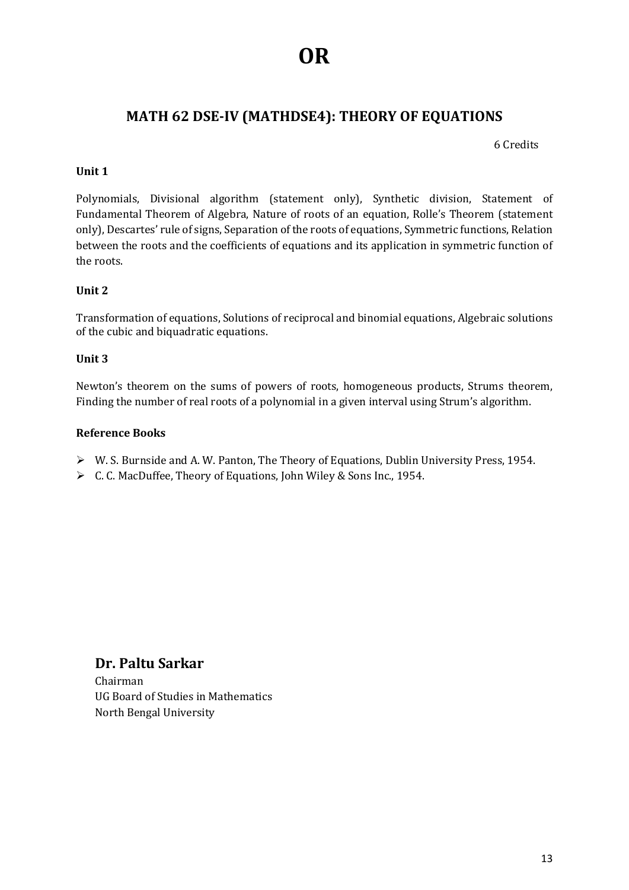# OR

## MATH 62 DSE-IV (MATHDSE4): THEORY OF EQUATIONS

6 Credits

**Unit 1**

Polynomials, Divisional algorithm (statement only), Synthetic division, Statement of Fundamental Theorem of Algebra, Nature of roots of an equation, Rolle's Theorem (statement only), Descartes' rule of signs, Separation of the roots of equations, Symmetric functions, Relation between the roots and the coefficients of equations and its application in symmetric function of the roots.

**Unit 2**

Transformation of equations, Solutions of reciprocal and binomial equations, Algebraic solutions of the cubic and biquadratic equations.

**Unit 3**

Newton's theorem on the sums of powers of roots, homogeneous products, Strums theorem, Finding the number of real roots of a polynomial in a given interval using Strum's algorithm.

**Reference Books**

- W. S. Burnside and A. W. Panton, The Theory of Equations, Dublin University Press, 1954.
- C. C. MacDuffee, Theory of Equations, John Wiley & Sons Inc., 1954.

**Dr. Paltu Sarkar**
Chairman
UG Board of Studies in Mathematics
North Bengal University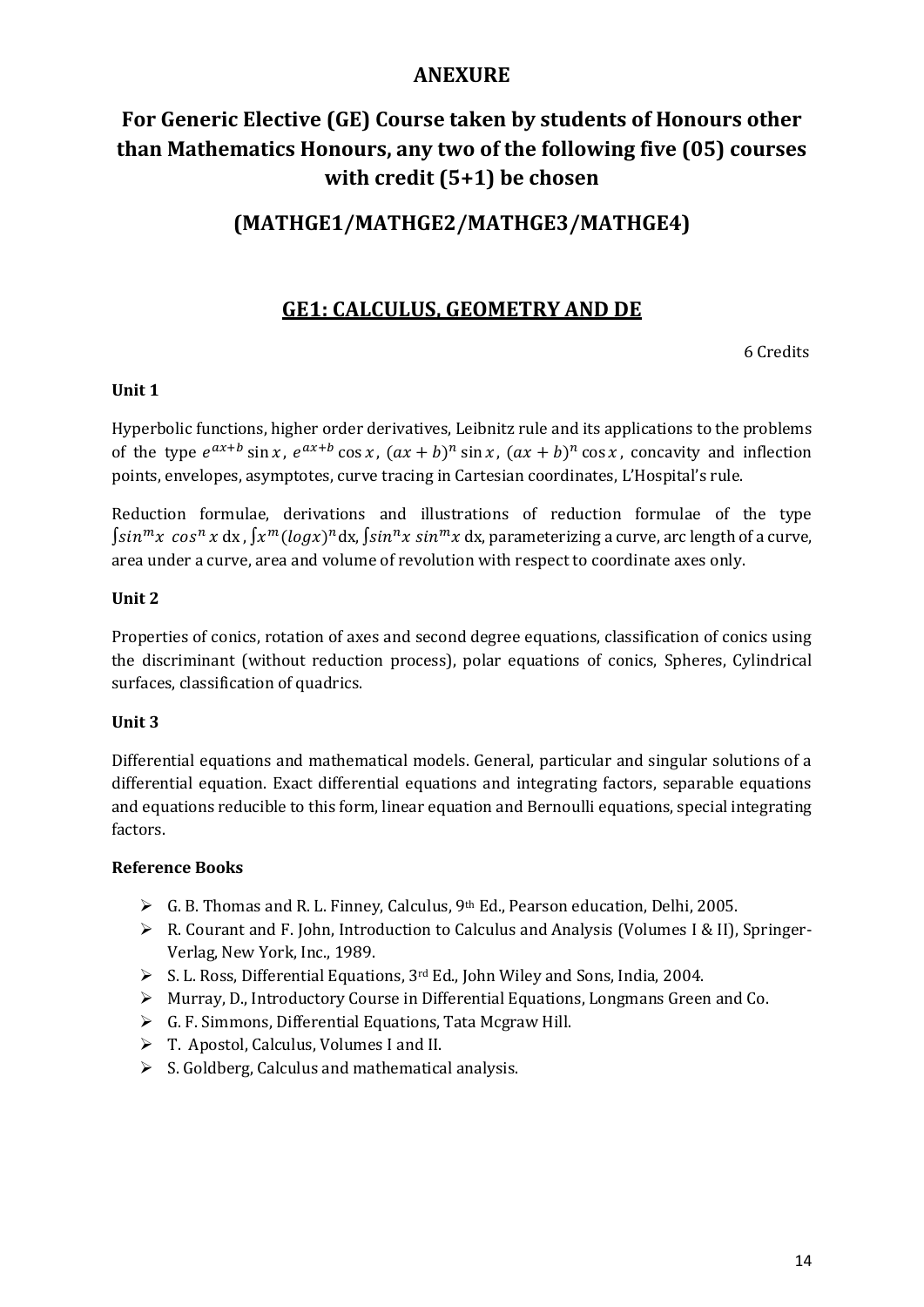## ANEXURE

# For Generic Elective (GE) Course taken by students of Honours other than Mathematics Honours, any two of the following five (05) courses with credit (5+1) be chosen

## (MATHGE1/MATHGE2/MATHGE3/MATHGE4)

## GE1: CALCULUS, GEOMETRY AND DE

6 Credits

**Unit 1**

Hyperbolic functions, higher order derivatives, Leibnitz rule and its applications to the problems of the type $e^{ax+b}\sin x$, $e^{ax+b}\cos x$, $(ax+b)^n \sin x$, $(ax+b)^n \cos x$, concavity and inflection points, envelopes, asymptotes, curve tracing in Cartesian coordinates, L'Hospital's rule.

Reduction formulae, derivations and illustrations of reduction formulae of the type $\int sin^m x \;\; cos^n x \, \text{dx}$, $\int x^m (logx)^n \text{dx}$, $\int sin^n x \; sin^m x \, \text{dx}$, parameterizing a curve, arc length of a curve, area under a curve, area and volume of revolution with respect to coordinate axes only.

**Unit 2**

Properties of conics, rotation of axes and second degree equations, classification of conics using the discriminant (without reduction process), polar equations of conics, Spheres, Cylindrical surfaces, classification of quadrics.

**Unit 3**

Differential equations and mathematical models. General, particular and singular solutions of a differential equation. Exact differential equations and integrating factors, separable equations and equations reducible to this form, linear equation and Bernoulli equations, special integrating factors.

**Reference Books**

- G. B. Thomas and R. L. Finney, Calculus, 9th Ed., Pearson education, Delhi, 2005.
- R. Courant and F. John, Introduction to Calculus and Analysis (Volumes I & II), Springer-Verlag, New York, Inc., 1989.
- S. L. Ross, Differential Equations, 3rd Ed., John Wiley and Sons, India, 2004.
- Murray, D., Introductory Course in Differential Equations, Longmans Green and Co.
- G. F. Simmons, Differential Equations, Tata Mcgraw Hill.
- T. Apostol, Calculus, Volumes I and II.
- S. Goldberg, Calculus and mathematical analysis.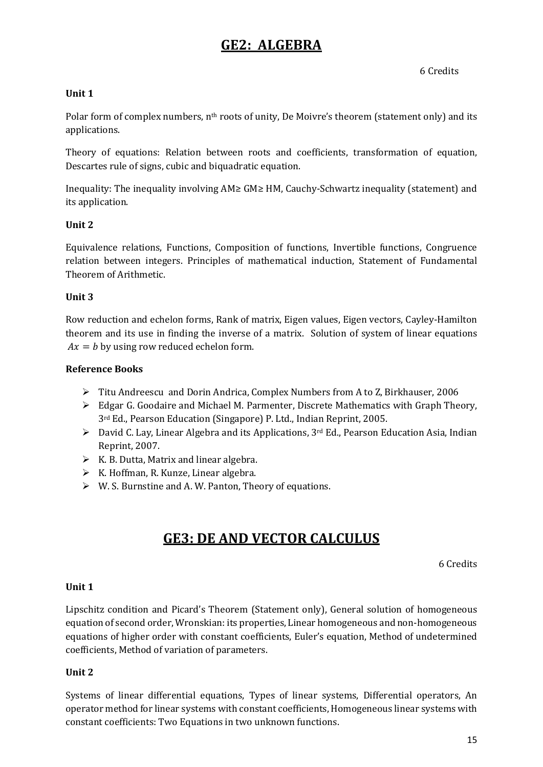# GE2: ALGEBRA

6 Credits

**Unit 1**

Polar form of complex numbers, $n^{th}$ roots of unity, De Moivre's theorem (statement only) and its applications.

Theory of equations: Relation between roots and coefficients, transformation of equation, Descartes rule of signs, cubic and biquadratic equation.

Inequality: The inequality involving AM≥ GM≥ HM, Cauchy-Schwartz inequality (statement) and its application.

**Unit 2**

Equivalence relations, Functions, Composition of functions, Invertible functions, Congruence relation between integers. Principles of mathematical induction, Statement of Fundamental Theorem of Arithmetic.

**Unit 3**

Row reduction and echelon forms, Rank of matrix, Eigen values, Eigen vectors, Cayley-Hamilton theorem and its use in finding the inverse of a matrix. Solution of system of linear equations $Ax = b$ by using row reduced echelon form.

**Reference Books**

- Titu Andreescu and Dorin Andrica, Complex Numbers from A to Z, Birkhauser, 2006
- Edgar G. Goodaire and Michael M. Parmenter, Discrete Mathematics with Graph Theory, 3rd Ed., Pearson Education (Singapore) P. Ltd., Indian Reprint, 2005.
- David C. Lay, Linear Algebra and its Applications, 3rd Ed., Pearson Education Asia, Indian Reprint, 2007.
- K. B. Dutta, Matrix and linear algebra.
- K. Hoffman, R. Kunze, Linear algebra.
- W. S. Burnstine and A. W. Panton, Theory of equations.

# GE3: DE AND VECTOR CALCULUS

6 Credits

**Unit 1**

Lipschitz condition and Picard's Theorem (Statement only), General solution of homogeneous equation of second order, Wronskian: its properties, Linear homogeneous and non-homogeneous equations of higher order with constant coefficients, Euler's equation, Method of undetermined coefficients, Method of variation of parameters.

**Unit 2**

Systems of linear differential equations, Types of linear systems, Differential operators, An operator method for linear systems with constant coefficients, Homogeneous linear systems with constant coefficients: Two Equations in two unknown functions.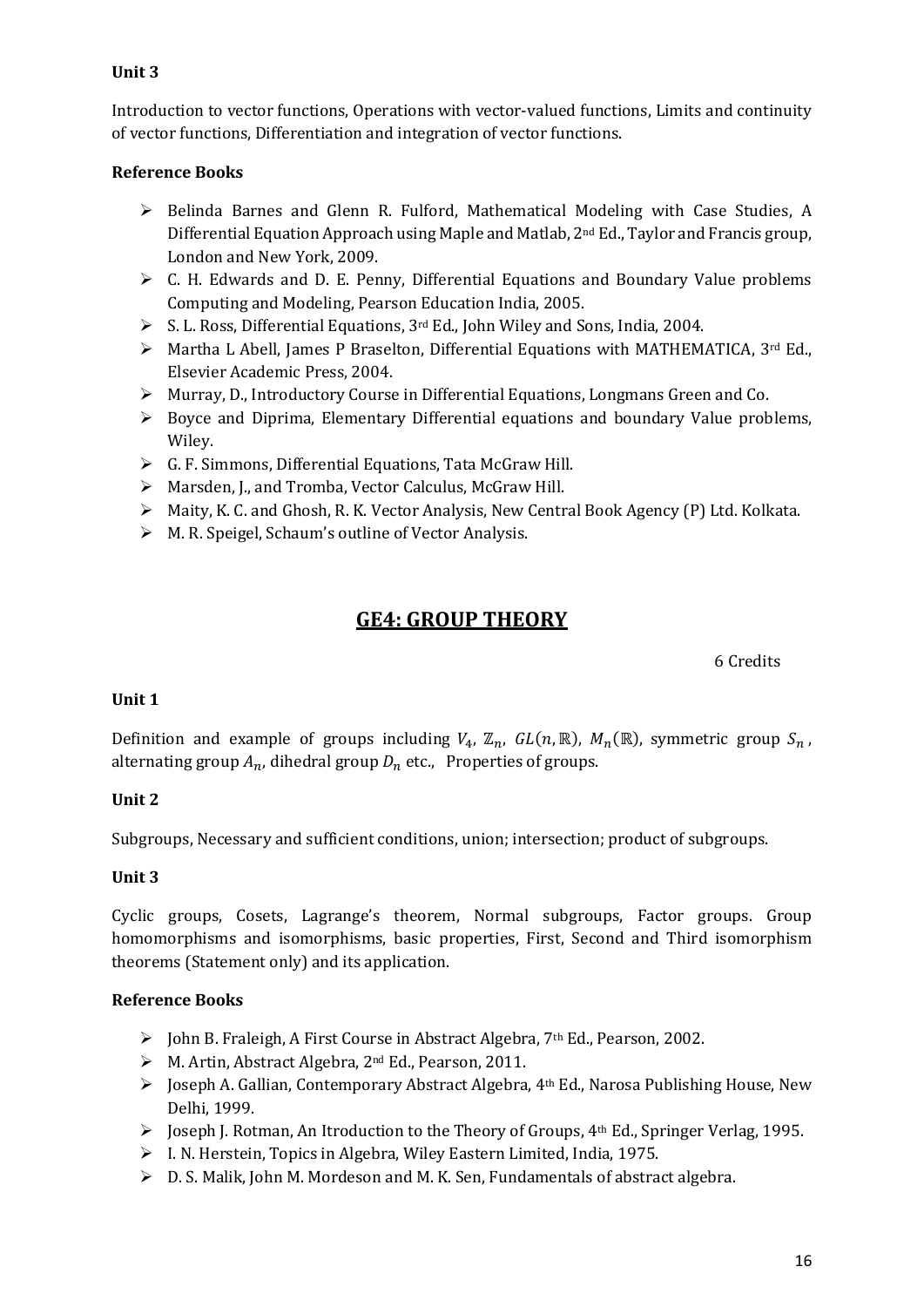**Unit 3**

Introduction to vector functions, Operations with vector-valued functions, Limits and continuity of vector functions, Differentiation and integration of vector functions.

**Reference Books**

- Belinda Barnes and Glenn R. Fulford, Mathematical Modeling with Case Studies, A Differential Equation Approach using Maple and Matlab, 2nd Ed., Taylor and Francis group, London and New York, 2009.
- C. H. Edwards and D. E. Penny, Differential Equations and Boundary Value problems Computing and Modeling, Pearson Education India, 2005.
- S. L. Ross, Differential Equations, 3rd Ed., John Wiley and Sons, India, 2004.
- Martha L Abell, James P Braselton, Differential Equations with MATHEMATICA, 3rd Ed., Elsevier Academic Press, 2004.
- Murray, D., Introductory Course in Differential Equations, Longmans Green and Co.
- Boyce and Diprima, Elementary Differential equations and boundary Value problems, Wiley.
- G. F. Simmons, Differential Equations, Tata McGraw Hill.
- Marsden, J., and Tromba, Vector Calculus, McGraw Hill.
- Maity, K. C. and Ghosh, R. K. Vector Analysis, New Central Book Agency (P) Ltd. Kolkata.
- M. R. Speigel, Schaum's outline of Vector Analysis.

## GE4: GROUP THEORY

6 Credits

**Unit 1**

Definition and example of groups including $V_4$, $\mathbb{Z}_n$, $GL(n,\mathbb{R})$, $M_n(\mathbb{R})$, symmetric group $S_n$, alternating group $A_n$, dihedral group $D_n$ etc., Properties of groups.

**Unit 2**

Subgroups, Necessary and sufficient conditions, union; intersection; product of subgroups.

**Unit 3**

Cyclic groups, Cosets, Lagrange's theorem, Normal subgroups, Factor groups. Group homomorphisms and isomorphisms, basic properties, First, Second and Third isomorphism theorems (Statement only) and its application.

**Reference Books**

- John B. Fraleigh, A First Course in Abstract Algebra, 7th Ed., Pearson, 2002.
- M. Artin, Abstract Algebra, 2nd Ed., Pearson, 2011.
- Joseph A. Gallian, Contemporary Abstract Algebra, 4th Ed., Narosa Publishing House, New Delhi, 1999.
- Joseph J. Rotman, An Itroduction to the Theory of Groups, 4th Ed., Springer Verlag, 1995.
- I. N. Herstein, Topics in Algebra, Wiley Eastern Limited, India, 1975.
- D. S. Malik, John M. Mordeson and M. K. Sen, Fundamentals of abstract algebra.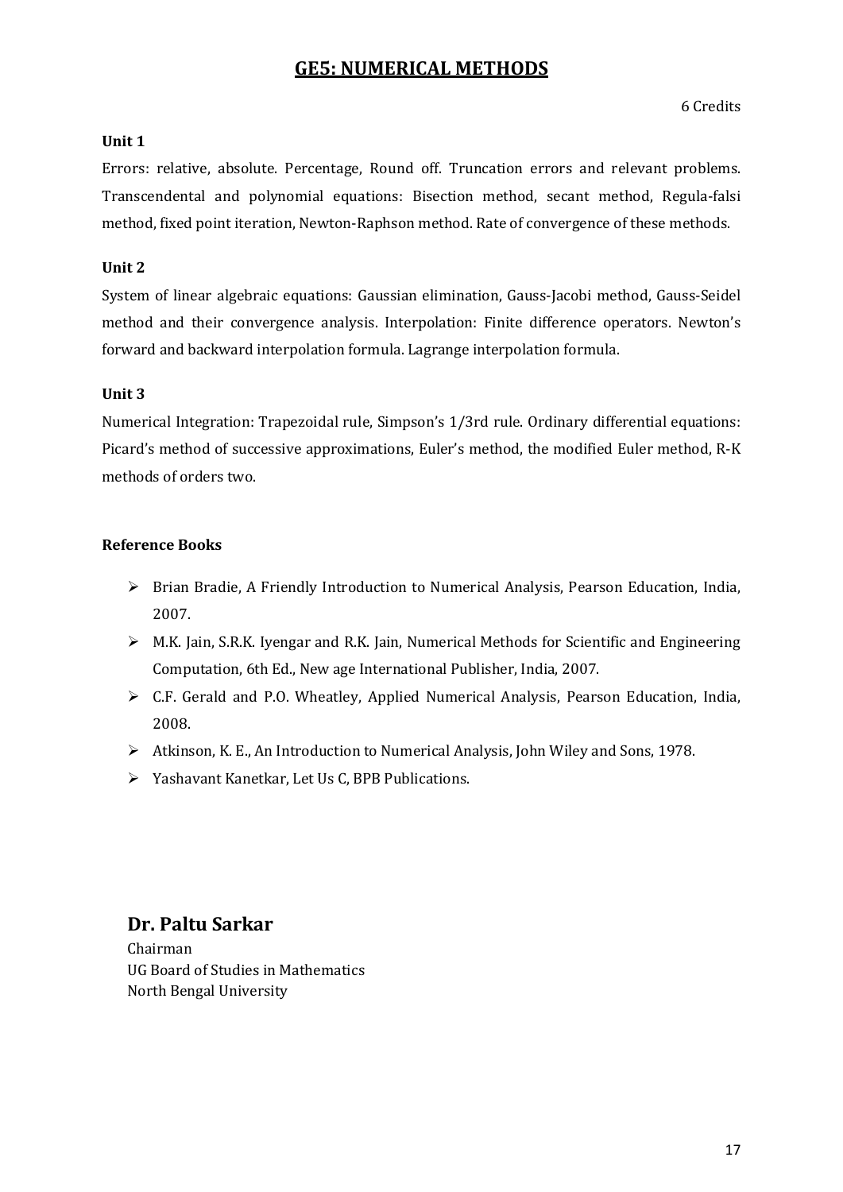## GE5: NUMERICAL METHODS

6 Credits

**Unit 1**

Errors: relative, absolute. Percentage, Round off. Truncation errors and relevant problems. Transcendental and polynomial equations: Bisection method, secant method, Regula-falsi method, fixed point iteration, Newton-Raphson method. Rate of convergence of these methods.

**Unit 2**

System of linear algebraic equations: Gaussian elimination, Gauss-Jacobi method, Gauss-Seidel method and their convergence analysis. Interpolation: Finite difference operators. Newton's forward and backward interpolation formula. Lagrange interpolation formula.

**Unit 3**

Numerical Integration: Trapezoidal rule, Simpson's 1/3rd rule. Ordinary differential equations: Picard's method of successive approximations, Euler's method, the modified Euler method, R-K methods of orders two.

**Reference Books**

- Brian Bradie, A Friendly Introduction to Numerical Analysis, Pearson Education, India, 2007.
- M.K. Jain, S.R.K. Iyengar and R.K. Jain, Numerical Methods for Scientific and Engineering Computation, 6th Ed., New age International Publisher, India, 2007.
- C.F. Gerald and P.O. Wheatley, Applied Numerical Analysis, Pearson Education, India, 2008.
- Atkinson, K. E., An Introduction to Numerical Analysis, John Wiley and Sons, 1978.
- Yashavant Kanetkar, Let Us C, BPB Publications.

**Dr. Paltu Sarkar**

Chairman
UG Board of Studies in Mathematics
North Bengal University